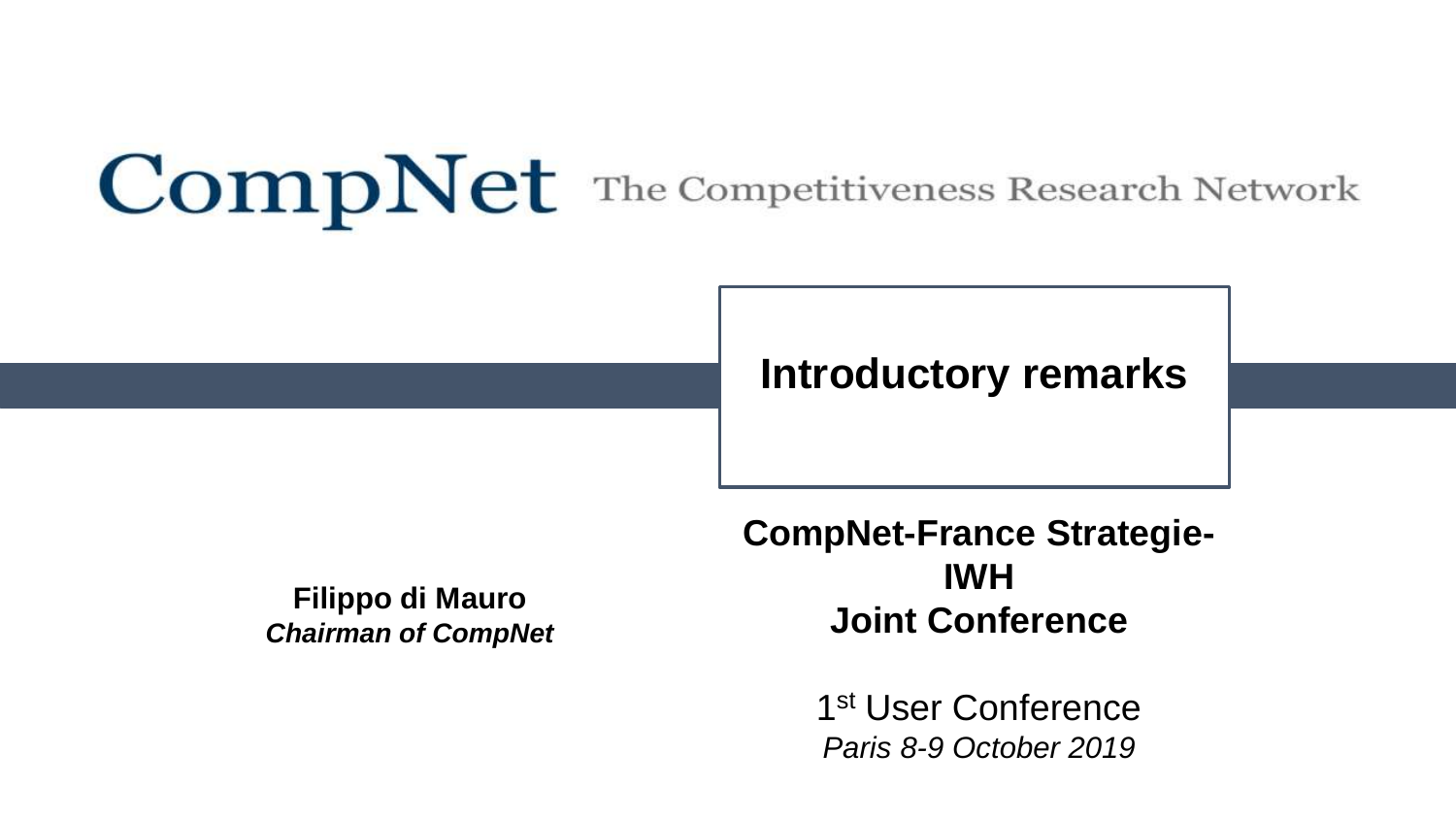# CompNet The Competitiveness Research Network

## Introductory remarks

**Filippo di Mauro**
***Chairman of CompNet***

**CompNet-France Strategie-IWH Joint Conference**

1st User Conference
*Paris 8-9 October 2019*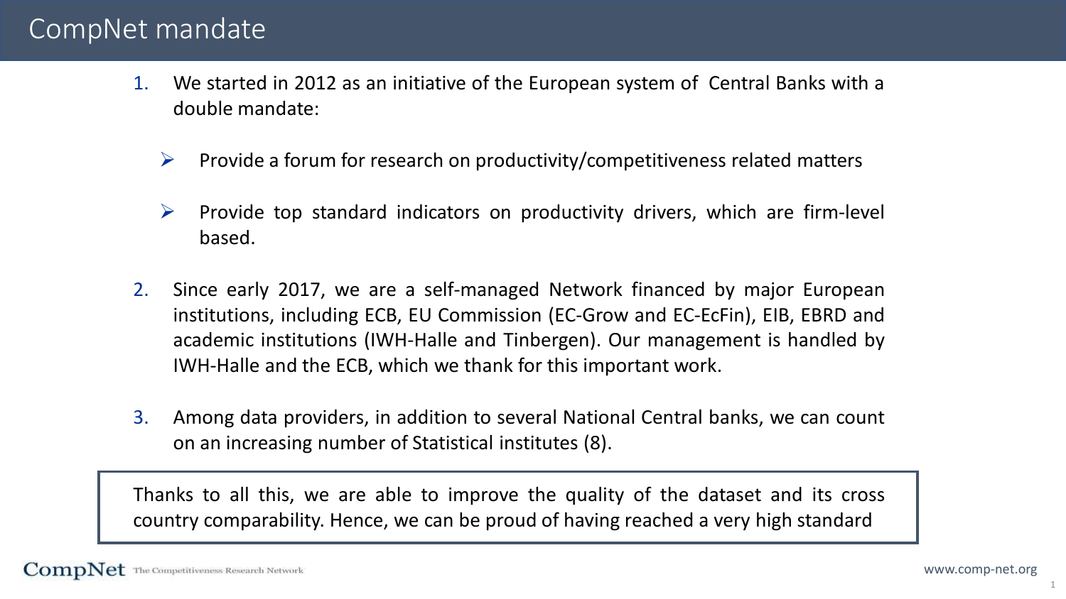# CompNet mandate

1. We started in 2012 as an initiative of the European system of Central Banks with a double mandate:

   - Provide a forum for research on productivity/competitiveness related matters

   - Provide top standard indicators on productivity drivers, which are firm-level based.

2. Since early 2017, we are a self-managed Network financed by major European institutions, including ECB, EU Commission (EC-Grow and EC-EcFin), EIB, EBRD and academic institutions (IWH-Halle and Tinbergen). Our management is handled by IWH-Halle and the ECB, which we thank for this important work.

3. Among data providers, in addition to several National Central banks, we can count on an increasing number of Statistical institutes (8).

Thanks to all this, we are able to improve the quality of the dataset and its cross country comparability. Hence, we can be proud of having reached a very high standard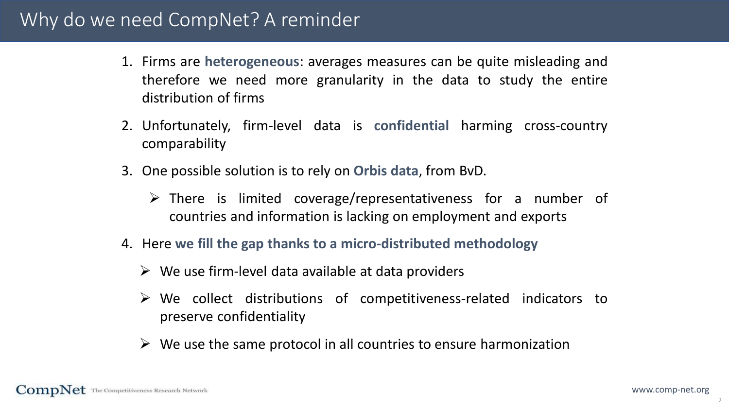# Why do we need CompNet? A reminder

1. Firms are **heterogeneous**: averages measures can be quite misleading and therefore we need more granularity in the data to study the entire distribution of firms
2. Unfortunately, firm-level data is **confidential** harming cross-country comparability
3. One possible solution is to rely on **Orbis data**, from BvD.
   - There is limited coverage/representativeness for a number of countries and information is lacking on employment and exports
4. Here **we fill the gap thanks to a micro-distributed methodology**
   - We use firm-level data available at data providers
   - We collect distributions of competitiveness-related indicators to preserve confidentiality
   - We use the same protocol in all countries to ensure harmonization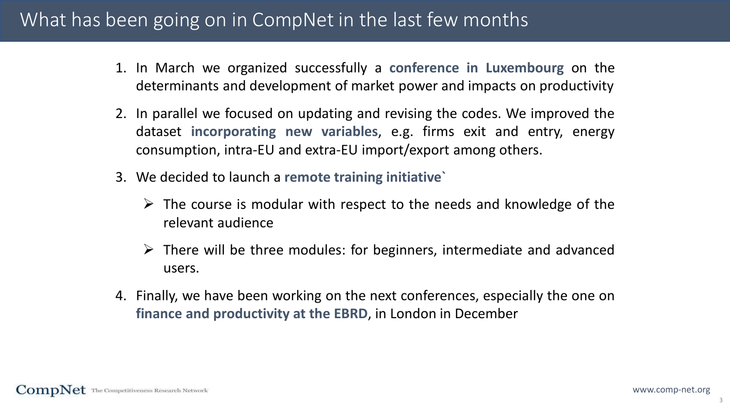# What has been going on in CompNet in the last few months

1. In March we organized successfully a **conference in Luxembourg** on the determinants and development of market power and impacts on productivity
2. In parallel we focused on updating and revising the codes. We improved the dataset **incorporating new variables**, e.g. firms exit and entry, energy consumption, intra-EU and extra-EU import/export among others.
3. We decided to launch a **remote training initiative`**
   - The course is modular with respect to the needs and knowledge of the relevant audience
   - There will be three modules: for beginners, intermediate and advanced users.
4. Finally, we have been working on the next conferences, especially the one on **finance and productivity at the EBRD**, in London in December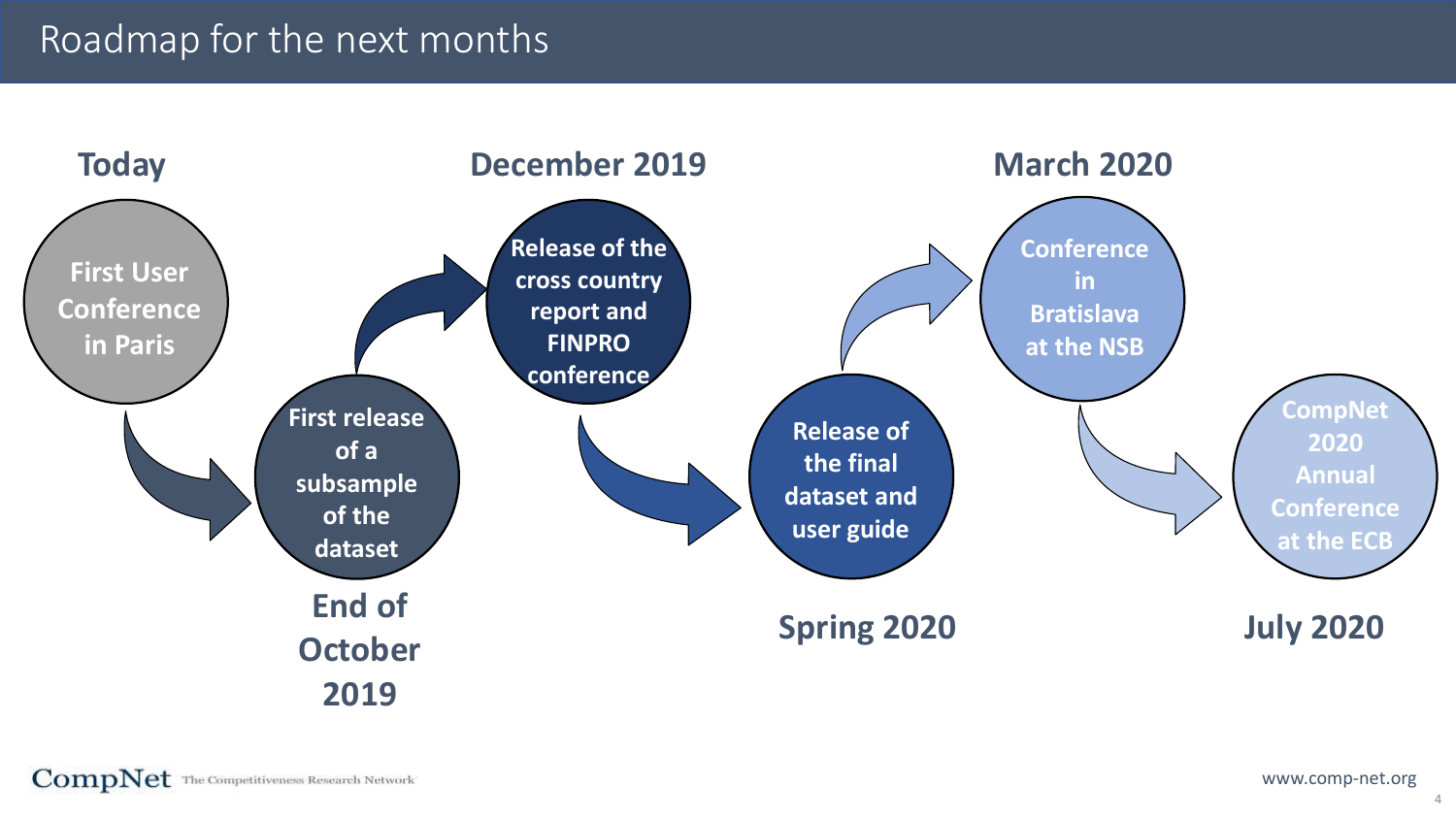# Roadmap for the next months

**Today**
First User Conference in Paris

**End of October 2019**
First release of a subsample of the dataset

**December 2019**
Release of the cross country report and FINPRO conference

**Spring 2020**
Release of the final dataset and user guide

**March 2020**
Conference in Bratislava at the NSB

**July 2020**
CompNet 2020 Annual Conference at the ECB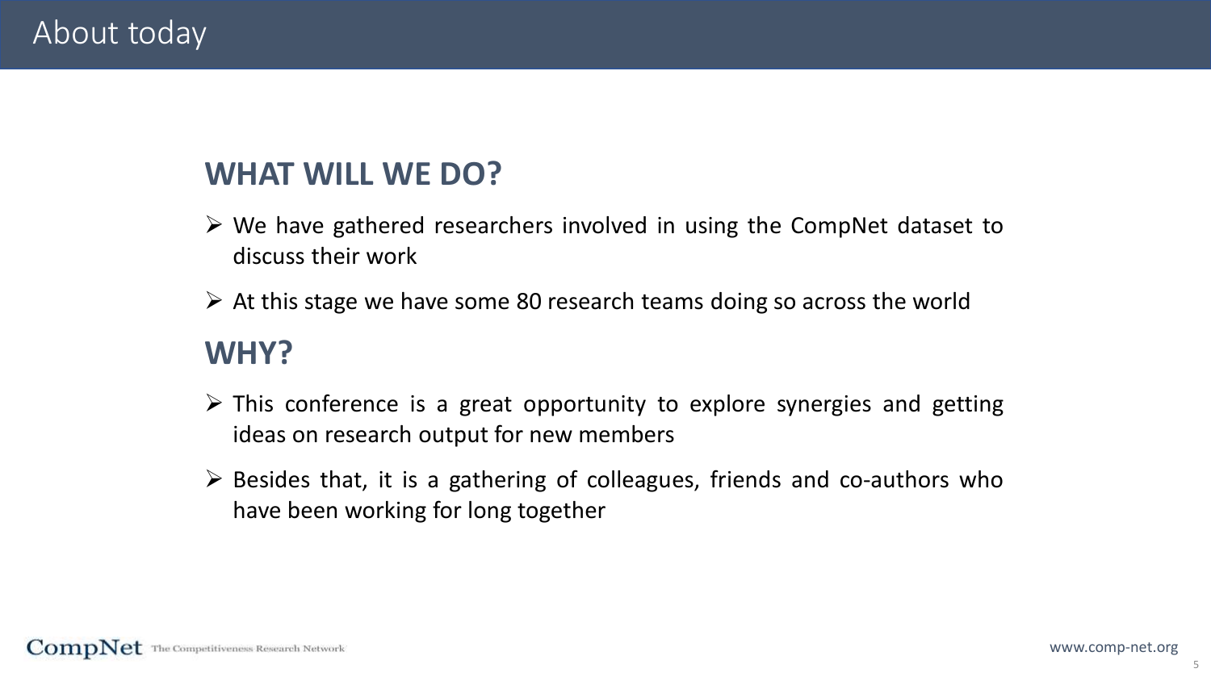# About today

## WHAT WILL WE DO?

- We have gathered researchers involved in using the CompNet dataset to discuss their work
- At this stage we have some 80 research teams doing so across the world

## WHY?

- This conference is a great opportunity to explore synergies and getting ideas on research output for new members
- Besides that, it is a gathering of colleagues, friends and co-authors who have been working for long together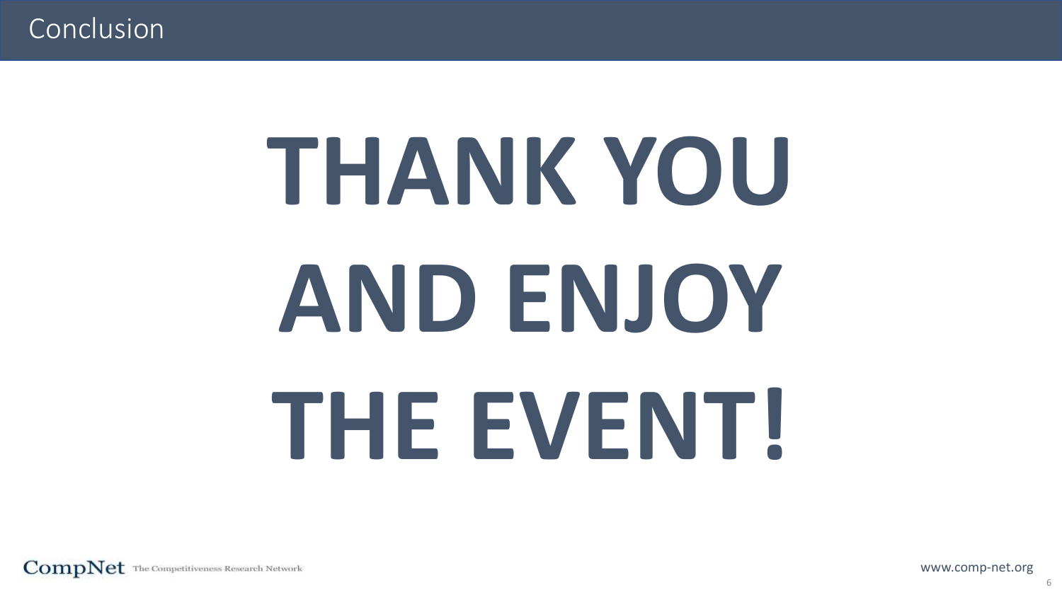# Conclusion

# THANK YOU AND ENJOY THE EVENT!

CompNet The Competitiveness Research Network

www.comp-net.org